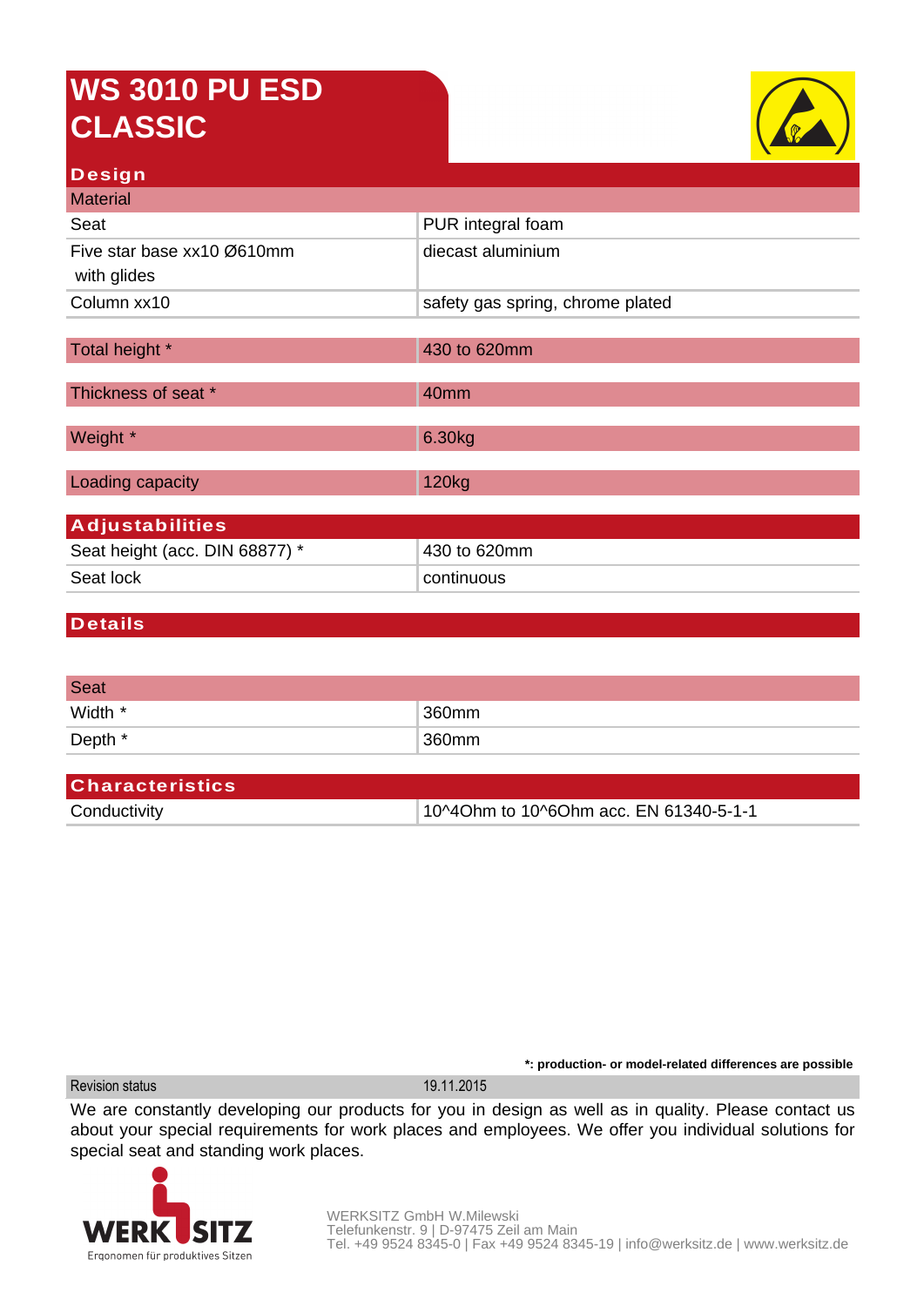# WS 3010 PU ESD CLASSIC

## Design

| Material | |
|---|---|
| Seat | PUR integral foam |
| Five star base xx10 Ø610mm with glides | diecast aluminium |
| Column xx10 | safety gas spring, chrome plated |

| Total height * | 430 to 620mm |
|---|---|

| Thickness of seat * | 40mm |
|---|---|

| Weight * | 6.30kg |
|---|---|

| Loading capacity | 120kg |
|---|---|

## Adjustabilities

| | |
|---|---|
| Seat height (acc. DIN 68877) * | 430 to 620mm |
| Seat lock | continuous |

## Details

| Seat | |
|---|---|
| Width * | 360mm |
| Depth * | 360mm |

## Characteristics

| | |
|---|---|
| Conductivity | 10^4Ohm to 10^6Ohm acc. EN 61340-5-1-1 |

**\*: production- or model-related differences are possible**

| Revision status | 19.11.2015 |
|---|---|

We are constantly developing our products for you in design as well as in quality. Please contact us about your special requirements for work places and employees. We offer you individual solutions for special seat and standing work places.

WERK SITZ
Ergonomen für produktives Sitzen

WERKSITZ GmbH W.Milewski
Telefunkenstr. 9 | D-97475 Zeil am Main
Tel. +49 9524 8345-0 | Fax +49 9524 8345-19 | info@werksitz.de | www.werksitz.de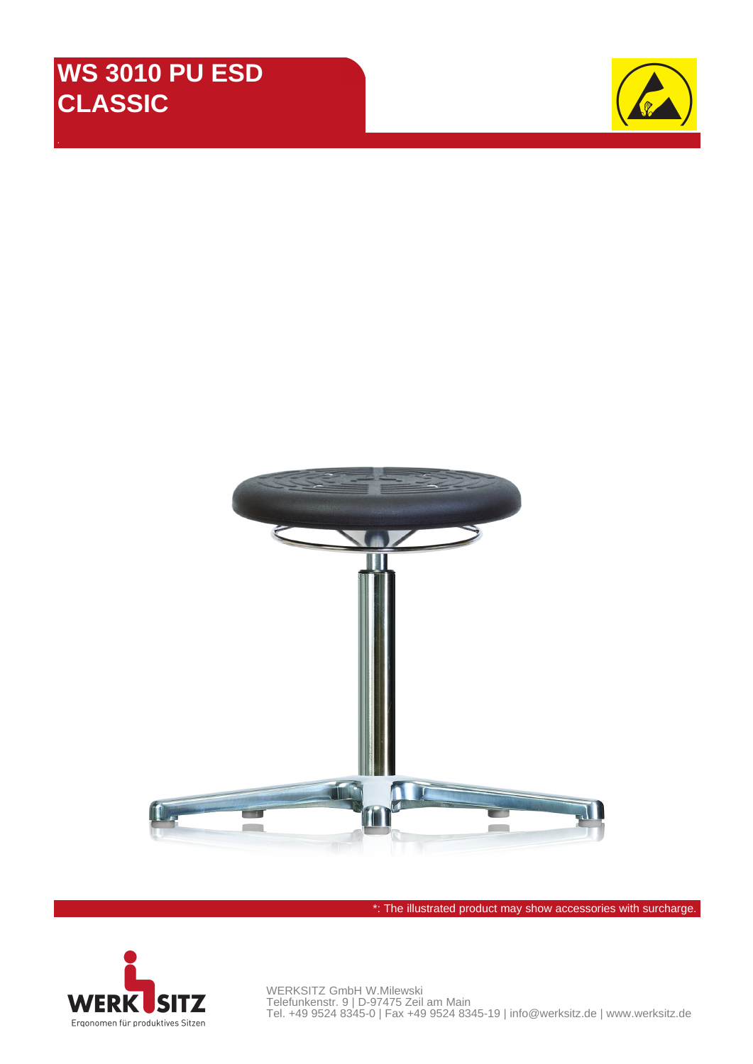# WS 3010 PU ESD CLASSIC

*: The illustrated product may show accessories with surcharge.

WERKSITZ GmbH W.Milewski
Telefunkenstr. 9 | D-97475 Zeil am Main
Tel. +49 9524 8345-0 | Fax +49 9524 8345-19 | info@werksitz.de | www.werksitz.de